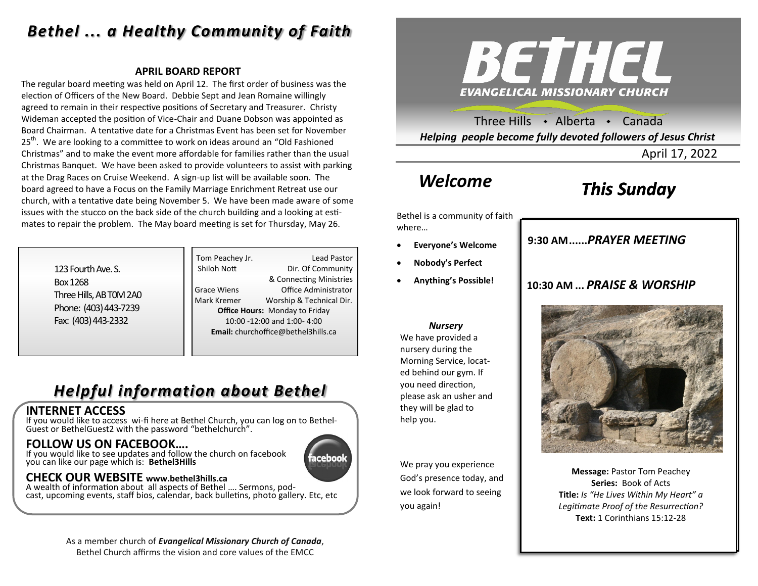# *Bethel ... a Healthy Community of Faith*

## APRIL BOARD REPORT

The regular board meeting was held on April 12. The first order of business was the election of Officers of the New Board. Debbie Sept and Jean Romaine willingly agreed to remain in their respective positions of Secretary and Treasurer. Christy Wideman accepted the position of Vice-Chair and Duane Dobson was appointed as Board Chairman. A tentative date for a Christmas Event has been set for November 25th. We are looking to a committee to work on ideas around an "Old Fashioned Christmas" and to make the event more affordable for families rather than the usual Christmas Banquet. We have been asked to provide volunteers to assist with parking at the Drag Races on Cruise Weekend. A sign-up list will be available soon. The board agreed to have a Focus on the Family Marriage Enrichment Retreat use our church, with a tentative date being November 5. We have been made aware of some issues with the stucco on the back side of the church building and a looking at estimates to repair the problem. The May board meeting is set for Thursday, May 26.

123 Fourth Ave. S.
Box 1268
Three Hills, AB T0M 2A0
Phone: (403) 443-7239
Fax: (403) 443-2332

| | |
|---|---|
| Tom Peachey Jr. | Lead Pastor |
| Shiloh Nott | Dir. Of Community & Connecting Ministries |
| Grace Wiens | Office Administrator |
| Mark Kremer | Worship & Technical Dir. |

**Office Hours:** Monday to Friday
10:00 -12:00 and 1:00- 4:00
**Email:** churchoffice@bethel3hills.ca

# *Helpful information about Bethel*

## INTERNET ACCESS

If you would like to access wi-fi here at Bethel Church, you can log on to Bethel-Guest or BethelGuest2 with the password "bethelchurch".

## FOLLOW US ON FACEBOOK....

If you would like to see updates and follow the church on facebook you can like our page which is: **Bethel3Hills**

## CHECK OUR WEBSITE www.bethel3hills.ca

A wealth of information about all aspects of Bethel .... Sermons, podcast, upcoming events, staff bios, calendar, back bulletins, photo gallery. Etc, etc

As a member church of ***Evangelical Missionary Church of Canada***, Bethel Church affirms the vision and core values of the EMCC

# BETHEL

## EVANGELICAL MISSIONARY CHURCH

Three Hills • Alberta • Canada

***Helping people become fully devoted followers of Jesus Christ***

April 17, 2022

# *Welcome*

Bethel is a community of faith where…

- **Everyone's Welcome**
- **Nobody's Perfect**
- **Anything's Possible!**

***Nursery***

We have provided a nursery during the Morning Service, located behind our gym. If you need direction, please ask an usher and they will be glad to help you.

We pray you experience God's presence today, and we look forward to seeing you again!

# *This Sunday*

**9:30 AM......*PRAYER MEETING***

**10:30 AM ... *PRAISE & WORSHIP***

**Message:** Pastor Tom Peachey
**Series:** Book of Acts
**Title:** *Is "He Lives Within My Heart" a Legitimate Proof of the Resurrection?*
**Text:** 1 Corinthians 15:12-28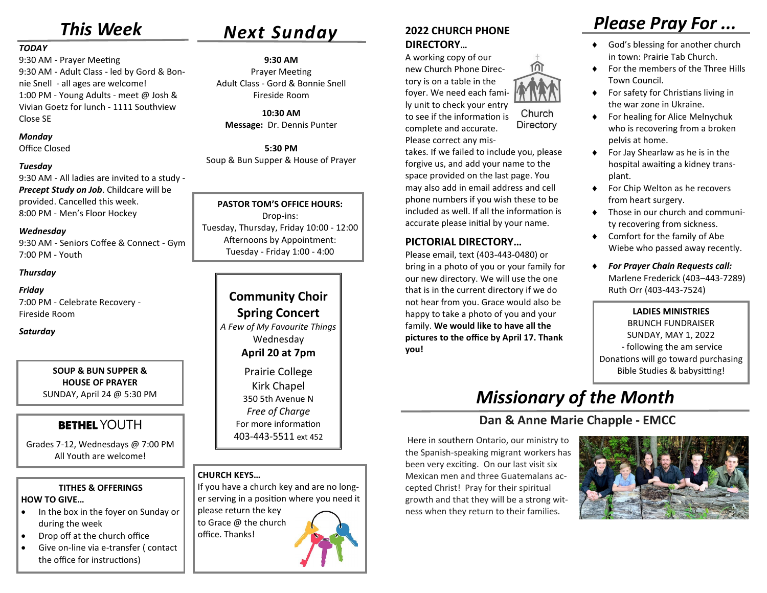# This Week

***TODAY***

9:30 AM - Prayer Meeting
9:30 AM - Adult Class - led by Gord & Bonnie Snell - all ages are welcome!
1:00 PM - Young Adults - meet @ Josh & Vivian Goetz for lunch - 1111 Southview Close SE

***Monday***

Office Closed

***Tuesday***

9:30 AM - All ladies are invited to a study - ***Precept Study on Job***. Childcare will be provided. Cancelled this week.
8:00 PM - Men's Floor Hockey

***Wednesday***

9:30 AM - Seniors Coffee & Connect - Gym
7:00 PM - Youth

***Thursday***

***Friday***

7:00 PM - Celebrate Recovery - Fireside Room

***Saturday***

**SOUP & BUN SUPPER & HOUSE OF PRAYER**
SUNDAY, April 24 @ 5:30 PM

**BETHEL** YOUTH

Grades 7-12, Wednesdays @ 7:00 PM
All Youth are welcome!

**TITHES & OFFERINGS**
**HOW TO GIVE…**

- In the box in the foyer on Sunday or during the week
- Drop off at the church office
- Give on-line via e-transfer ( contact the office for instructions)

# Next Sunday

**9:30 AM**
Prayer Meeting
Adult Class - Gord & Bonnie Snell
Fireside Room

**10:30 AM**
**Message:** Dr. Dennis Punter

**5:30 PM**
Soup & Bun Supper & House of Prayer

**PASTOR TOM'S OFFICE HOURS:**
Drop-ins:
Tuesday, Thursday, Friday 10:00 - 12:00
Afternoons by Appointment:
Tuesday - Friday 1:00 - 4:00

**Community Choir Spring Concert**
*A Few of My Favourite Things*
Wednesday
**April 20 at 7pm**
Prairie College
Kirk Chapel
350 5th Avenue N
*Free of Charge*
For more information
403-443-5511 ext 452

**CHURCH KEYS…**
If you have a church key and are no longer serving in a position where you need it please return the key to Grace @ the church office. Thanks!

**2022 CHURCH PHONE DIRECTORY…**

A working copy of our new Church Phone Directory is on a table in the foyer. We need each family unit to check your entry to see if the information is complete and accurate. Please correct any mistakes. If we failed to include you, please forgive us, and add your name to the space provided on the last page. You may also add in email address and cell phone numbers if you wish these to be included as well. If all the information is accurate please initial by your name.

Church Directory

**PICTORIAL DIRECTORY…**

Please email, text (403-443-0480) or bring in a photo of you or your family for our new directory. We will use the one that is in the current directory if we do not hear from you. Grace would also be happy to take a photo of you and your family. **We would like to have all the pictures to the office by April 17. Thank you!**

# Please Pray For ...

- God's blessing for another church in town: Prairie Tab Church.
- For the members of the Three Hills Town Council.
- For safety for Christians living in the war zone in Ukraine.
- For healing for Alice Melnychuk who is recovering from a broken pelvis at home.
- For Jay Shearlaw as he is in the hospital awaiting a kidney transplant.
- For Chip Welton as he recovers from heart surgery.
- Those in our church and community recovering from sickness.
- Comfort for the family of Abe Wiebe who passed away recently.
- ***For Prayer Chain Requests call:*** Marlene Frederick (403–443-7289) Ruth Orr (403-443-7524)

**LADIES MINISTRIES**
BRUNCH FUNDRAISER
SUNDAY, MAY 1, 2022
- following the am service
Donations will go toward purchasing Bible Studies & babysitting!

# Missionary of the Month

## Dan & Anne Marie Chapple - EMCC

Here in southern Ontario, our ministry to the Spanish-speaking migrant workers has been very exciting. On our last visit six Mexican men and three Guatemalans accepted Christ! Pray for their spiritual growth and that they will be a strong witness when they return to their families.